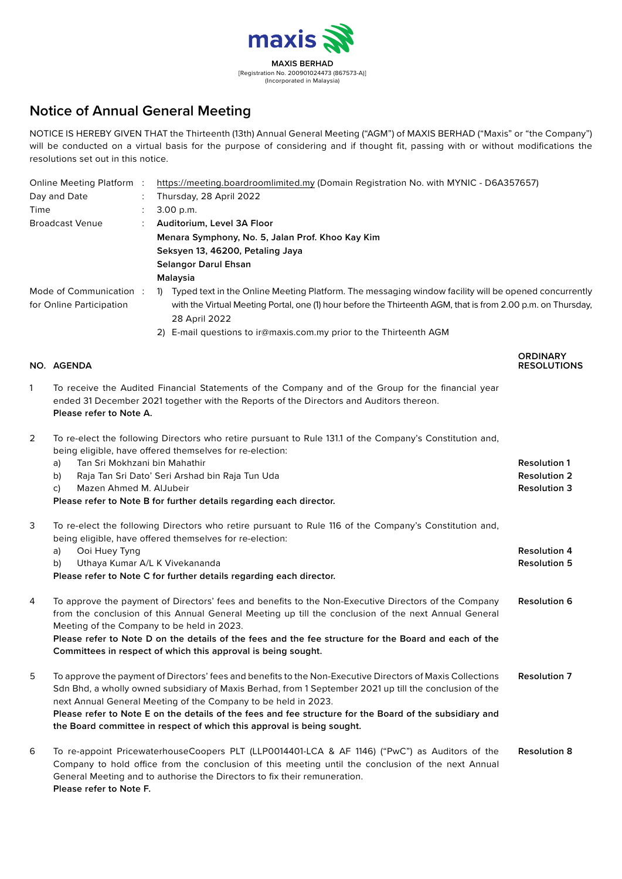**MAXIS BERHAD**
[Registration No. 200901024473 (867573-A)]
(Incorporated in Malaysia)

# Notice of Annual General Meeting

NOTICE IS HEREBY GIVEN THAT the Thirteenth (13th) Annual General Meeting ("AGM") of MAXIS BERHAD ("Maxis" or "the Company") will be conducted on a virtual basis for the purpose of considering and if thought fit, passing with or without modifications the resolutions set out in this notice.

| | | |
|---|---|---|
| Online Meeting Platform | : | https://meeting.boardroomlimited.my (Domain Registration No. with MYNIC - D6A357657) |
| Day and Date | : | Thursday, 28 April 2022 |
| Time | : | 3.00 p.m. |
| Broadcast Venue | : | **Auditorium, Level 3A Floor**<br>**Menara Symphony, No. 5, Jalan Prof. Khoo Kay Kim**<br>**Seksyen 13, 46200, Petaling Jaya**<br>**Selangor Darul Ehsan**<br>**Malaysia** |
| Mode of Communication for Online Participation | : | 1) Typed text in the Online Meeting Platform. The messaging window facility will be opened concurrently with the Virtual Meeting Portal, one (1) hour before the Thirteenth AGM, that is from 2.00 p.m. on Thursday, 28 April 2022<br>2) E-mail questions to ir@maxis.com.my prior to the Thirteenth AGM |

| NO. | AGENDA | ORDINARY RESOLUTIONS |
|---|---|---|
| 1 | To receive the Audited Financial Statements of the Company and of the Group for the financial year ended 31 December 2021 together with the Reports of the Directors and Auditors thereon.<br>**Please refer to Note A.** | |
| 2 | To re-elect the following Directors who retire pursuant to Rule 131.1 of the Company's Constitution and, being eligible, have offered themselves for re-election: | |
| | a) Tan Sri Mokhzani bin Mahathir | **Resolution 1** |
| | b) Raja Tan Sri Dato' Seri Arshad bin Raja Tun Uda | **Resolution 2** |
| | c) Mazen Ahmed M. AlJubeir | **Resolution 3** |
| | **Please refer to Note B for further details regarding each director.** | |
| 3 | To re-elect the following Directors who retire pursuant to Rule 116 of the Company's Constitution and, being eligible, have offered themselves for re-election: | |
| | a) Ooi Huey Tyng | **Resolution 4** |
| | b) Uthaya Kumar A/L K Vivekananda | **Resolution 5** |
| | **Please refer to Note C for further details regarding each director.** | |
| 4 | To approve the payment of Directors' fees and benefits to the Non-Executive Directors of the Company from the conclusion of this Annual General Meeting up till the conclusion of the next Annual General Meeting of the Company to be held in 2023.<br>**Please refer to Note D on the details of the fees and the fee structure for the Board and each of the Committees in respect of which this approval is being sought.** | **Resolution 6** |
| 5 | To approve the payment of Directors' fees and benefits to the Non-Executive Directors of Maxis Collections Sdn Bhd, a wholly owned subsidiary of Maxis Berhad, from 1 September 2021 up till the conclusion of the next Annual General Meeting of the Company to be held in 2023.<br>**Please refer to Note E on the details of the fees and fee structure for the Board of the subsidiary and the Board committee in respect of which this approval is being sought.** | **Resolution 7** |
| 6 | To re-appoint PricewaterhouseCoopers PLT (LLP0014401-LCA & AF 1146) ("PwC") as Auditors of the Company to hold office from the conclusion of this meeting until the conclusion of the next Annual General Meeting and to authorise the Directors to fix their remuneration.<br>**Please refer to Note F.** | **Resolution 8** |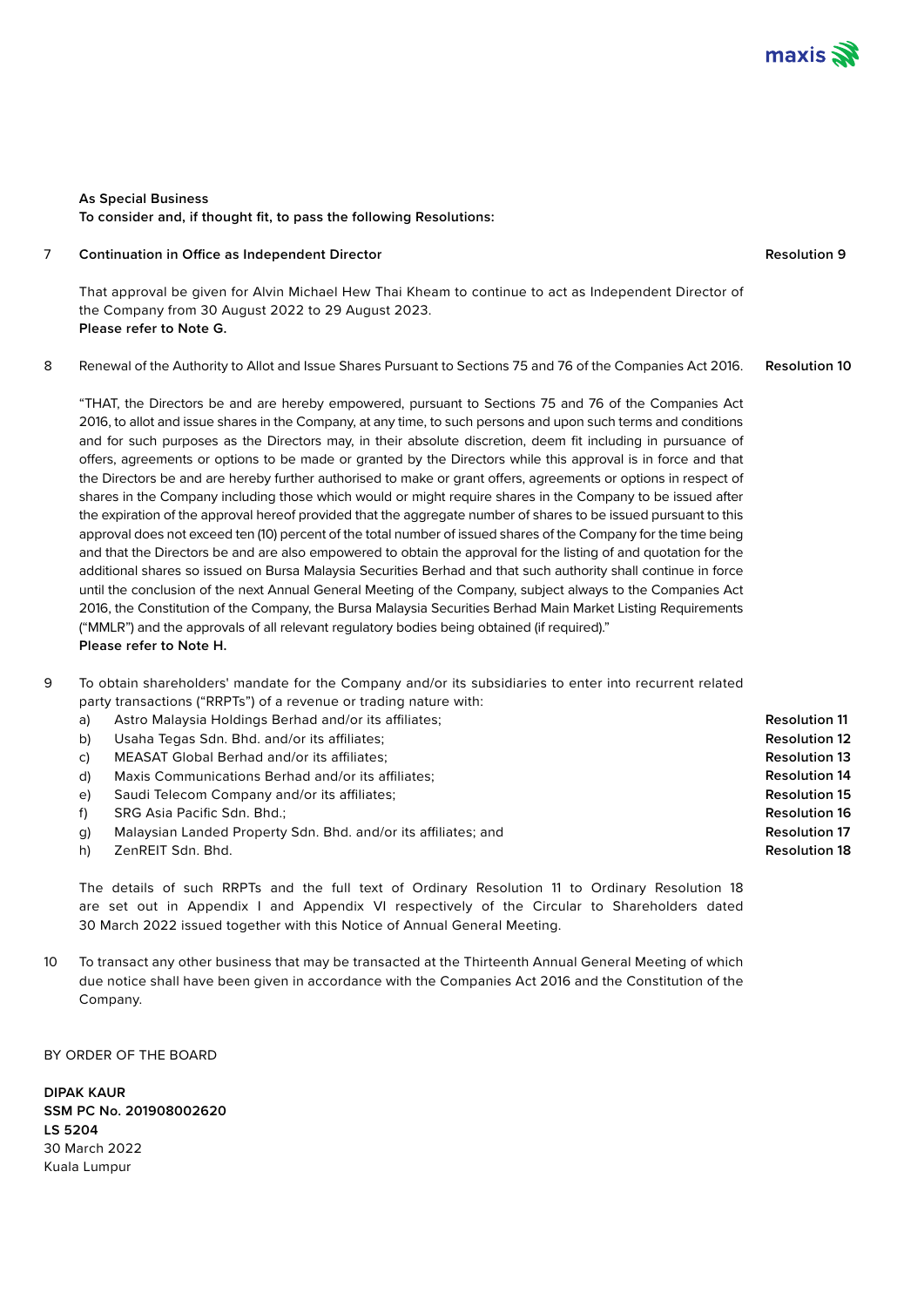**As Special Business**
**To consider and, if thought fit, to pass the following Resolutions:**

7 **Continuation in Office as Independent Director** **Resolution 9**

That approval be given for Alvin Michael Hew Thai Kheam to continue to act as Independent Director of the Company from 30 August 2022 to 29 August 2023.
**Please refer to Note G.**

8 Renewal of the Authority to Allot and Issue Shares Pursuant to Sections 75 and 76 of the Companies Act 2016. **Resolution 10**

"THAT, the Directors be and are hereby empowered, pursuant to Sections 75 and 76 of the Companies Act 2016, to allot and issue shares in the Company, at any time, to such persons and upon such terms and conditions and for such purposes as the Directors may, in their absolute discretion, deem fit including in pursuance of offers, agreements or options to be made or granted by the Directors while this approval is in force and that the Directors be and are hereby further authorised to make or grant offers, agreements or options in respect of shares in the Company including those which would or might require shares in the Company to be issued after the expiration of the approval hereof provided that the aggregate number of shares to be issued pursuant to this approval does not exceed ten (10) percent of the total number of issued shares of the Company for the time being and that the Directors be and are also empowered to obtain the approval for the listing of and quotation for the additional shares so issued on Bursa Malaysia Securities Berhad and that such authority shall continue in force until the conclusion of the next Annual General Meeting of the Company, subject always to the Companies Act 2016, the Constitution of the Company, the Bursa Malaysia Securities Berhad Main Market Listing Requirements ("MMLR") and the approvals of all relevant regulatory bodies being obtained (if required)."
**Please refer to Note H.**

9 To obtain shareholders' mandate for the Company and/or its subsidiaries to enter into recurrent related party transactions ("RRPTs") of a revenue or trading nature with:

a) Astro Malaysia Holdings Berhad and/or its affiliates; **Resolution 11**
b) Usaha Tegas Sdn. Bhd. and/or its affiliates; **Resolution 12**
c) MEASAT Global Berhad and/or its affiliates; **Resolution 13**
d) Maxis Communications Berhad and/or its affiliates; **Resolution 14**
e) Saudi Telecom Company and/or its affiliates; **Resolution 15**
f) SRG Asia Pacific Sdn. Bhd.; **Resolution 16**
g) Malaysian Landed Property Sdn. Bhd. and/or its affiliates; and **Resolution 17**
h) ZenREIT Sdn. Bhd. **Resolution 18**

The details of such RRPTs and the full text of Ordinary Resolution 11 to Ordinary Resolution 18 are set out in Appendix I and Appendix VI respectively of the Circular to Shareholders dated 30 March 2022 issued together with this Notice of Annual General Meeting.

10 To transact any other business that may be transacted at the Thirteenth Annual General Meeting of which due notice shall have been given in accordance with the Companies Act 2016 and the Constitution of the Company.

BY ORDER OF THE BOARD

**DIPAK KAUR**
**SSM PC No. 201908002620**
**LS 5204**
30 March 2022
Kuala Lumpur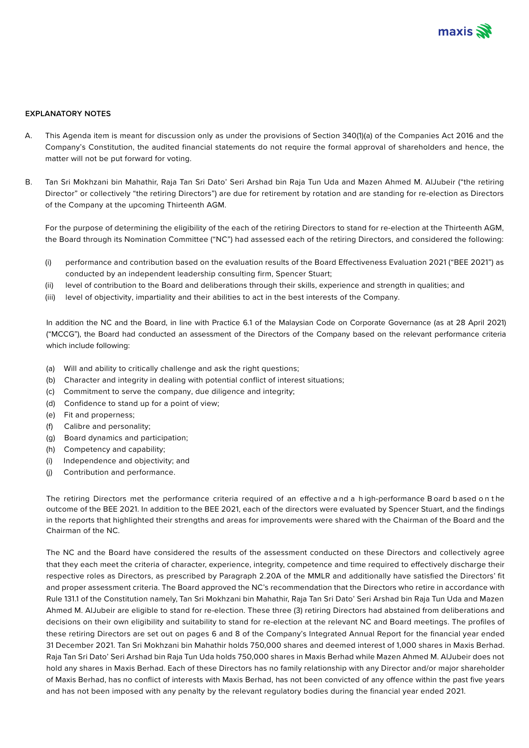**EXPLANATORY NOTES**

A. This Agenda item is meant for discussion only as under the provisions of Section 340(1)(a) of the Companies Act 2016 and the Company's Constitution, the audited financial statements do not require the formal approval of shareholders and hence, the matter will not be put forward for voting.

B. Tan Sri Mokhzani bin Mahathir, Raja Tan Sri Dato' Seri Arshad bin Raja Tun Uda and Mazen Ahmed M. AlJubeir ("the retiring Director" or collectively "the retiring Directors") are due for retirement by rotation and are standing for re-election as Directors of the Company at the upcoming Thirteenth AGM.

For the purpose of determining the eligibility of the each of the retiring Directors to stand for re-election at the Thirteenth AGM, the Board through its Nomination Committee ("NC") had assessed each of the retiring Directors, and considered the following:

(i) performance and contribution based on the evaluation results of the Board Effectiveness Evaluation 2021 ("BEE 2021") as conducted by an independent leadership consulting firm, Spencer Stuart;
(ii) level of contribution to the Board and deliberations through their skills, experience and strength in qualities; and
(iii) level of objectivity, impartiality and their abilities to act in the best interests of the Company.

In addition the NC and the Board, in line with Practice 6.1 of the Malaysian Code on Corporate Governance (as at 28 April 2021) ("MCCG"), the Board had conducted an assessment of the Directors of the Company based on the relevant performance criteria which include following:

(a) Will and ability to critically challenge and ask the right questions;
(b) Character and integrity in dealing with potential conflict of interest situations;
(c) Commitment to serve the company, due diligence and integrity;
(d) Confidence to stand up for a point of view;
(e) Fit and properness;
(f) Calibre and personality;
(g) Board dynamics and participation;
(h) Competency and capability;
(i) Independence and objectivity; and
(j) Contribution and performance.

The retiring Directors met the performance criteria required of an effective and a high-performance Board based on the outcome of the BEE 2021. In addition to the BEE 2021, each of the directors were evaluated by Spencer Stuart, and the findings in the reports that highlighted their strengths and areas for improvements were shared with the Chairman of the Board and the Chairman of the NC.

The NC and the Board have considered the results of the assessment conducted on these Directors and collectively agree that they each meet the criteria of character, experience, integrity, competence and time required to effectively discharge their respective roles as Directors, as prescribed by Paragraph 2.20A of the MMLR and additionally have satisfied the Directors' fit and proper assessment criteria. The Board approved the NC's recommendation that the Directors who retire in accordance with Rule 131.1 of the Constitution namely, Tan Sri Mokhzani bin Mahathir, Raja Tan Sri Dato' Seri Arshad bin Raja Tun Uda and Mazen Ahmed M. AlJubeir are eligible to stand for re-election. These three (3) retiring Directors had abstained from deliberations and decisions on their own eligibility and suitability to stand for re-election at the relevant NC and Board meetings. The profiles of these retiring Directors are set out on pages 6 and 8 of the Company's Integrated Annual Report for the financial year ended 31 December 2021. Tan Sri Mokhzani bin Mahathir holds 750,000 shares and deemed interest of 1,000 shares in Maxis Berhad. Raja Tan Sri Dato' Seri Arshad bin Raja Tun Uda holds 750,000 shares in Maxis Berhad while Mazen Ahmed M. AlJubeir does not hold any shares in Maxis Berhad. Each of these Directors has no family relationship with any Director and/or major shareholder of Maxis Berhad, has no conflict of interests with Maxis Berhad, has not been convicted of any offence within the past five years and has not been imposed with any penalty by the relevant regulatory bodies during the financial year ended 2021.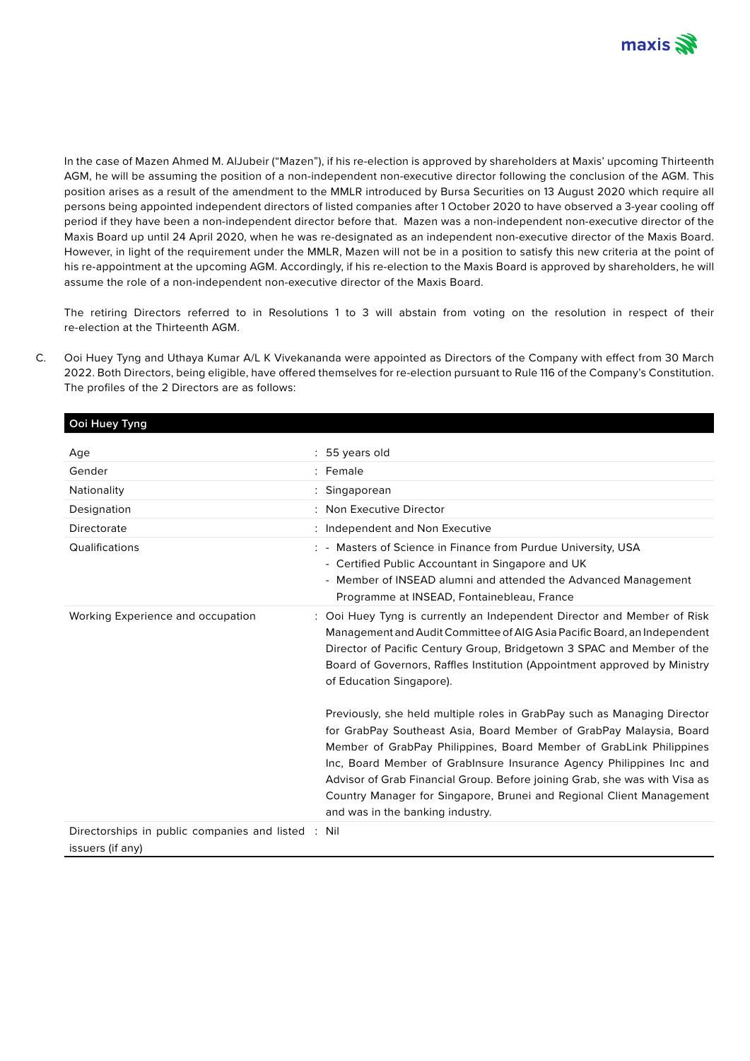In the case of Mazen Ahmed M. AlJubeir ("Mazen"), if his re-election is approved by shareholders at Maxis' upcoming Thirteenth AGM, he will be assuming the position of a non-independent non-executive director following the conclusion of the AGM. This position arises as a result of the amendment to the MMLR introduced by Bursa Securities on 13 August 2020 which require all persons being appointed independent directors of listed companies after 1 October 2020 to have observed a 3-year cooling off period if they have been a non-independent director before that. Mazen was a non-independent non-executive director of the Maxis Board up until 24 April 2020, when he was re-designated as an independent non-executive director of the Maxis Board. However, in light of the requirement under the MMLR, Mazen will not be in a position to satisfy this new criteria at the point of his re-appointment at the upcoming AGM. Accordingly, if his re-election to the Maxis Board is approved by shareholders, he will assume the role of a non-independent non-executive director of the Maxis Board.

The retiring Directors referred to in Resolutions 1 to 3 will abstain from voting on the resolution in respect of their re-election at the Thirteenth AGM.

C. Ooi Huey Tyng and Uthaya Kumar A/L K Vivekananda were appointed as Directors of the Company with effect from 30 March 2022. Both Directors, being eligible, have offered themselves for re-election pursuant to Rule 116 of the Company's Constitution. The profiles of the 2 Directors are as follows:

| **Ooi Huey Tyng** | |
|---|---|
| Age | : 55 years old |
| Gender | : Female |
| Nationality | : Singaporean |
| Designation | : Non Executive Director |
| Directorate | : Independent and Non Executive |
| Qualifications | : - Masters of Science in Finance from Purdue University, USA<br>- Certified Public Accountant in Singapore and UK<br>- Member of INSEAD alumni and attended the Advanced Management Programme at INSEAD, Fontainebleau, France |
| Working Experience and occupation | : Ooi Huey Tyng is currently an Independent Director and Member of Risk Management and Audit Committee of AIG Asia Pacific Board, an Independent Director of Pacific Century Group, Bridgetown 3 SPAC and Member of the Board of Governors, Raffles Institution (Appointment approved by Ministry of Education Singapore).<br><br>Previously, she held multiple roles in GrabPay such as Managing Director for GrabPay Southeast Asia, Board Member of GrabPay Malaysia, Board Member of GrabPay Philippines, Board Member of GrabLink Philippines Inc, Board Member of GrabInsure Insurance Agency Philippines Inc and Advisor of Grab Financial Group. Before joining Grab, she was with Visa as Country Manager for Singapore, Brunei and Regional Client Management and was in the banking industry. |
| Directorships in public companies and listed issuers (if any) | : Nil |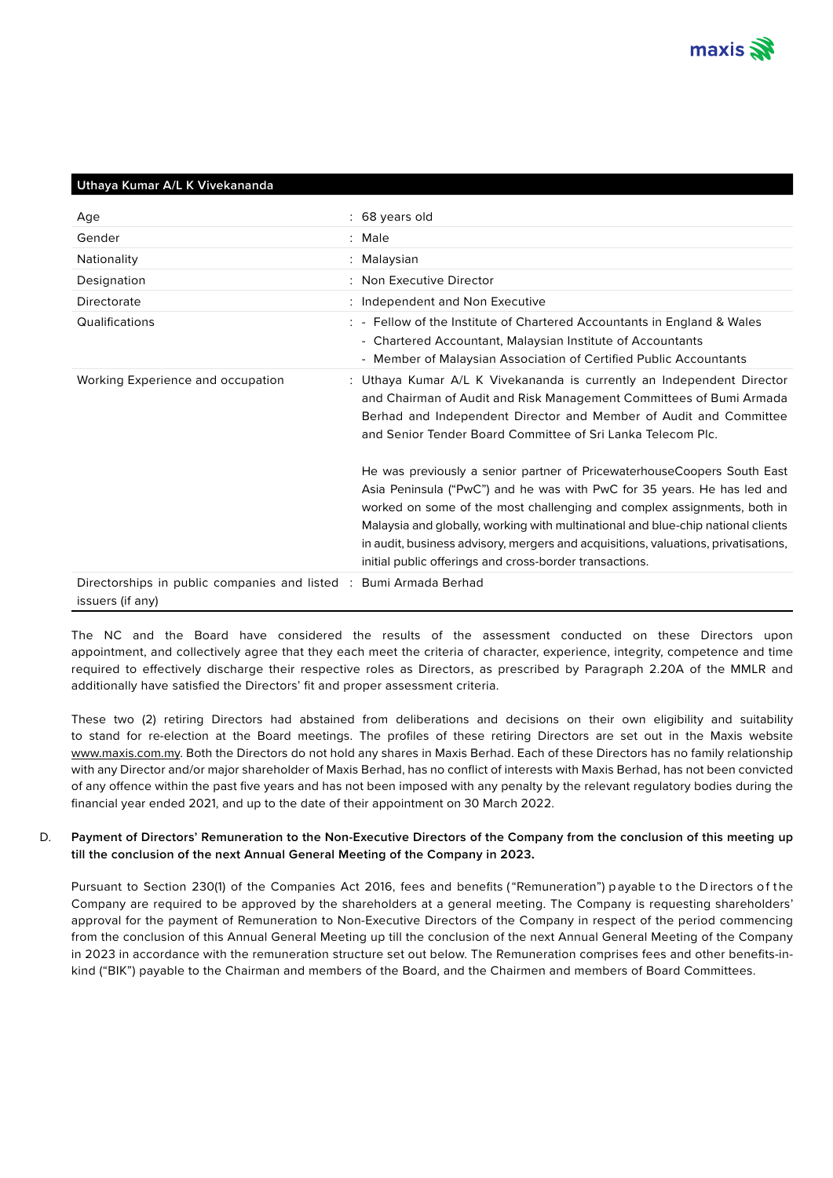| Uthaya Kumar A/L K Vivekananda | |
|---|---|
| Age | : 68 years old |
| Gender | : Male |
| Nationality | : Malaysian |
| Designation | : Non Executive Director |
| Directorate | : Independent and Non Executive |
| Qualifications | : - Fellow of the Institute of Chartered Accountants in England & Wales<br>- Chartered Accountant, Malaysian Institute of Accountants<br>- Member of Malaysian Association of Certified Public Accountants |
| Working Experience and occupation | : Uthaya Kumar A/L K Vivekananda is currently an Independent Director and Chairman of Audit and Risk Management Committees of Bumi Armada Berhad and Independent Director and Member of Audit and Committee and Senior Tender Board Committee of Sri Lanka Telecom Plc.<br><br>He was previously a senior partner of PricewaterhouseCoopers South East Asia Peninsula ("PwC") and he was with PwC for 35 years. He has led and worked on some of the most challenging and complex assignments, both in Malaysia and globally, working with multinational and blue-chip national clients in audit, business advisory, mergers and acquisitions, valuations, privatisations, initial public offerings and cross-border transactions. |
| Directorships in public companies and listed issuers (if any) | : Bumi Armada Berhad |

The NC and the Board have considered the results of the assessment conducted on these Directors upon appointment, and collectively agree that they each meet the criteria of character, experience, integrity, competence and time required to effectively discharge their respective roles as Directors, as prescribed by Paragraph 2.20A of the MMLR and additionally have satisfied the Directors' fit and proper assessment criteria.

These two (2) retiring Directors had abstained from deliberations and decisions on their own eligibility and suitability to stand for re-election at the Board meetings. The profiles of these retiring Directors are set out in the Maxis website www.maxis.com.my. Both the Directors do not hold any shares in Maxis Berhad. Each of these Directors has no family relationship with any Director and/or major shareholder of Maxis Berhad, has no conflict of interests with Maxis Berhad, has not been convicted of any offence within the past five years and has not been imposed with any penalty by the relevant regulatory bodies during the financial year ended 2021, and up to the date of their appointment on 30 March 2022.

D. **Payment of Directors' Remuneration to the Non-Executive Directors of the Company from the conclusion of this meeting up till the conclusion of the next Annual General Meeting of the Company in 2023.**

Pursuant to Section 230(1) of the Companies Act 2016, fees and benefits ("Remuneration") payable to the Directors of the Company are required to be approved by the shareholders at a general meeting. The Company is requesting shareholders' approval for the payment of Remuneration to Non-Executive Directors of the Company in respect of the period commencing from the conclusion of this Annual General Meeting up till the conclusion of the next Annual General Meeting of the Company in 2023 in accordance with the remuneration structure set out below. The Remuneration comprises fees and other benefits-in-kind ("BIK") payable to the Chairman and members of the Board, and the Chairmen and members of Board Committees.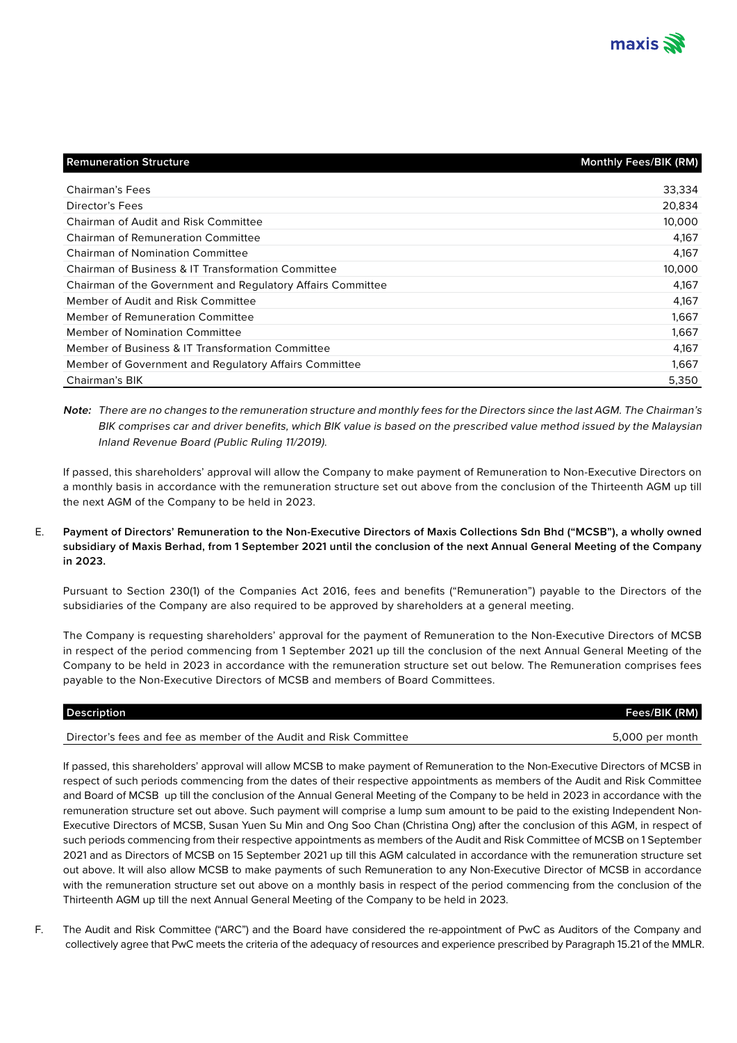| Remuneration Structure | Monthly Fees/BIK (RM) |
|---|---|
| Chairman's Fees | 33,334 |
| Director's Fees | 20,834 |
| Chairman of Audit and Risk Committee | 10,000 |
| Chairman of Remuneration Committee | 4,167 |
| Chairman of Nomination Committee | 4,167 |
| Chairman of Business & IT Transformation Committee | 10,000 |
| Chairman of the Government and Regulatory Affairs Committee | 4,167 |
| Member of Audit and Risk Committee | 4,167 |
| Member of Remuneration Committee | 1,667 |
| Member of Nomination Committee | 1,667 |
| Member of Business & IT Transformation Committee | 4,167 |
| Member of Government and Regulatory Affairs Committee | 1,667 |
| Chairman's BIK | 5,350 |

***Note:*** *There are no changes to the remuneration structure and monthly fees for the Directors since the last AGM. The Chairman's BIK comprises car and driver benefits, which BIK value is based on the prescribed value method issued by the Malaysian Inland Revenue Board (Public Ruling 11/2019).*

If passed, this shareholders' approval will allow the Company to make payment of Remuneration to Non-Executive Directors on a monthly basis in accordance with the remuneration structure set out above from the conclusion of the Thirteenth AGM up till the next AGM of the Company to be held in 2023.

E. **Payment of Directors' Remuneration to the Non-Executive Directors of Maxis Collections Sdn Bhd ("MCSB"), a wholly owned subsidiary of Maxis Berhad, from 1 September 2021 until the conclusion of the next Annual General Meeting of the Company in 2023.**

Pursuant to Section 230(1) of the Companies Act 2016, fees and benefits ("Remuneration") payable to the Directors of the subsidiaries of the Company are also required to be approved by shareholders at a general meeting.

The Company is requesting shareholders' approval for the payment of Remuneration to the Non-Executive Directors of MCSB in respect of the period commencing from 1 September 2021 up till the conclusion of the next Annual General Meeting of the Company to be held in 2023 in accordance with the remuneration structure set out below. The Remuneration comprises fees payable to the Non-Executive Directors of MCSB and members of Board Committees.

| Description | Fees/BIK (RM) |
|---|---|
| Director's fees and fee as member of the Audit and Risk Committee | 5,000 per month |

If passed, this shareholders' approval will allow MCSB to make payment of Remuneration to the Non-Executive Directors of MCSB in respect of such periods commencing from the dates of their respective appointments as members of the Audit and Risk Committee and Board of MCSB up till the conclusion of the Annual General Meeting of the Company to be held in 2023 in accordance with the remuneration structure set out above. Such payment will comprise a lump sum amount to be paid to the existing Independent Non-Executive Directors of MCSB, Susan Yuen Su Min and Ong Soo Chan (Christina Ong) after the conclusion of this AGM, in respect of such periods commencing from their respective appointments as members of the Audit and Risk Committee of MCSB on 1 September 2021 and as Directors of MCSB on 15 September 2021 up till this AGM calculated in accordance with the remuneration structure set out above. It will also allow MCSB to make payments of such Remuneration to any Non-Executive Director of MCSB in accordance with the remuneration structure set out above on a monthly basis in respect of the period commencing from the conclusion of the Thirteenth AGM up till the next Annual General Meeting of the Company to be held in 2023.

F. The Audit and Risk Committee ("ARC") and the Board have considered the re-appointment of PwC as Auditors of the Company and collectively agree that PwC meets the criteria of the adequacy of resources and experience prescribed by Paragraph 15.21 of the MMLR.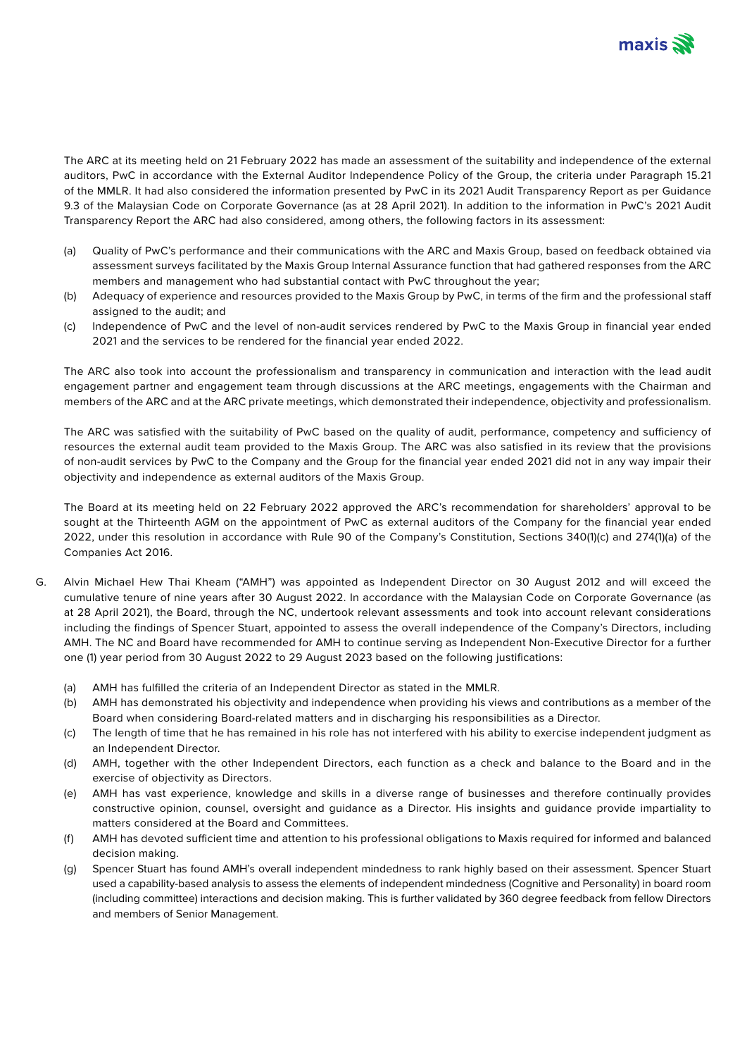The ARC at its meeting held on 21 February 2022 has made an assessment of the suitability and independence of the external auditors, PwC in accordance with the External Auditor Independence Policy of the Group, the criteria under Paragraph 15.21 of the MMLR. It had also considered the information presented by PwC in its 2021 Audit Transparency Report as per Guidance 9.3 of the Malaysian Code on Corporate Governance (as at 28 April 2021). In addition to the information in PwC's 2021 Audit Transparency Report the ARC had also considered, among others, the following factors in its assessment:

(a) Quality of PwC's performance and their communications with the ARC and Maxis Group, based on feedback obtained via assessment surveys facilitated by the Maxis Group Internal Assurance function that had gathered responses from the ARC members and management who had substantial contact with PwC throughout the year;

(b) Adequacy of experience and resources provided to the Maxis Group by PwC, in terms of the firm and the professional staff assigned to the audit; and

(c) Independence of PwC and the level of non-audit services rendered by PwC to the Maxis Group in financial year ended 2021 and the services to be rendered for the financial year ended 2022.

The ARC also took into account the professionalism and transparency in communication and interaction with the lead audit engagement partner and engagement team through discussions at the ARC meetings, engagements with the Chairman and members of the ARC and at the ARC private meetings, which demonstrated their independence, objectivity and professionalism.

The ARC was satisfied with the suitability of PwC based on the quality of audit, performance, competency and sufficiency of resources the external audit team provided to the Maxis Group. The ARC was also satisfied in its review that the provisions of non-audit services by PwC to the Company and the Group for the financial year ended 2021 did not in any way impair their objectivity and independence as external auditors of the Maxis Group.

The Board at its meeting held on 22 February 2022 approved the ARC's recommendation for shareholders' approval to be sought at the Thirteenth AGM on the appointment of PwC as external auditors of the Company for the financial year ended 2022, under this resolution in accordance with Rule 90 of the Company's Constitution, Sections 340(1)(c) and 274(1)(a) of the Companies Act 2016.

G. Alvin Michael Hew Thai Kheam ("AMH") was appointed as Independent Director on 30 August 2012 and will exceed the cumulative tenure of nine years after 30 August 2022. In accordance with the Malaysian Code on Corporate Governance (as at 28 April 2021), the Board, through the NC, undertook relevant assessments and took into account relevant considerations including the findings of Spencer Stuart, appointed to assess the overall independence of the Company's Directors, including AMH. The NC and Board have recommended for AMH to continue serving as Independent Non-Executive Director for a further one (1) year period from 30 August 2022 to 29 August 2023 based on the following justifications:

(a) AMH has fulfilled the criteria of an Independent Director as stated in the MMLR.

(b) AMH has demonstrated his objectivity and independence when providing his views and contributions as a member of the Board when considering Board-related matters and in discharging his responsibilities as a Director.

(c) The length of time that he has remained in his role has not interfered with his ability to exercise independent judgment as an Independent Director.

(d) AMH, together with the other Independent Directors, each function as a check and balance to the Board and in the exercise of objectivity as Directors.

(e) AMH has vast experience, knowledge and skills in a diverse range of businesses and therefore continually provides constructive opinion, counsel, oversight and guidance as a Director. His insights and guidance provide impartiality to matters considered at the Board and Committees.

(f) AMH has devoted sufficient time and attention to his professional obligations to Maxis required for informed and balanced decision making.

(g) Spencer Stuart has found AMH's overall independent mindedness to rank highly based on their assessment. Spencer Stuart used a capability-based analysis to assess the elements of independent mindedness (Cognitive and Personality) in board room (including committee) interactions and decision making. This is further validated by 360 degree feedback from fellow Directors and members of Senior Management.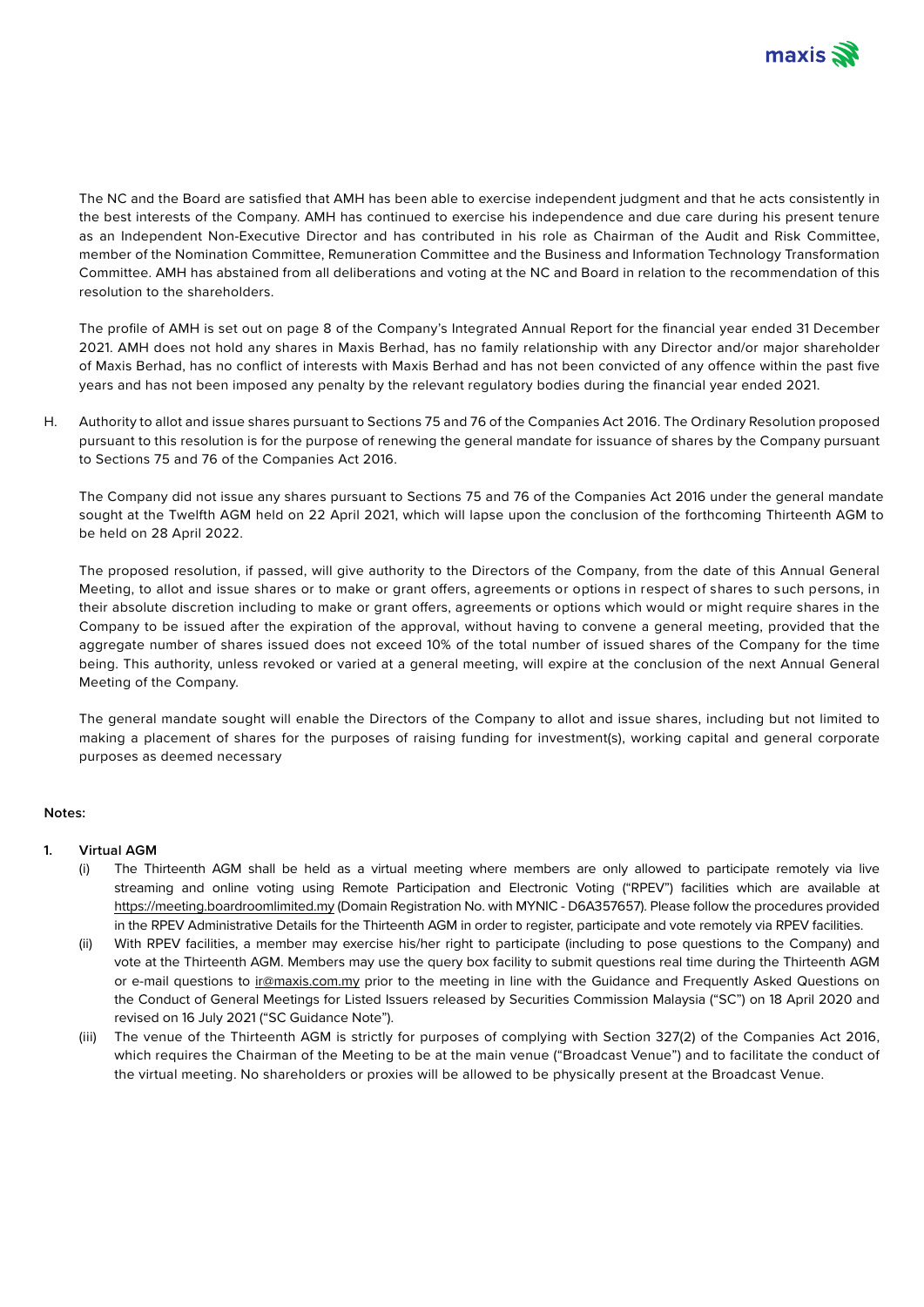The NC and the Board are satisfied that AMH has been able to exercise independent judgment and that he acts consistently in the best interests of the Company. AMH has continued to exercise his independence and due care during his present tenure as an Independent Non-Executive Director and has contributed in his role as Chairman of the Audit and Risk Committee, member of the Nomination Committee, Remuneration Committee and the Business and Information Technology Transformation Committee. AMH has abstained from all deliberations and voting at the NC and Board in relation to the recommendation of this resolution to the shareholders.

The profile of AMH is set out on page 8 of the Company's Integrated Annual Report for the financial year ended 31 December 2021. AMH does not hold any shares in Maxis Berhad, has no family relationship with any Director and/or major shareholder of Maxis Berhad, has no conflict of interests with Maxis Berhad and has not been convicted of any offence within the past five years and has not been imposed any penalty by the relevant regulatory bodies during the financial year ended 2021.

H. Authority to allot and issue shares pursuant to Sections 75 and 76 of the Companies Act 2016. The Ordinary Resolution proposed pursuant to this resolution is for the purpose of renewing the general mandate for issuance of shares by the Company pursuant to Sections 75 and 76 of the Companies Act 2016.

The Company did not issue any shares pursuant to Sections 75 and 76 of the Companies Act 2016 under the general mandate sought at the Twelfth AGM held on 22 April 2021, which will lapse upon the conclusion of the forthcoming Thirteenth AGM to be held on 28 April 2022.

The proposed resolution, if passed, will give authority to the Directors of the Company, from the date of this Annual General Meeting, to allot and issue shares or to make or grant offers, agreements or options in respect of shares to such persons, in their absolute discretion including to make or grant offers, agreements or options which would or might require shares in the Company to be issued after the expiration of the approval, without having to convene a general meeting, provided that the aggregate number of shares issued does not exceed 10% of the total number of issued shares of the Company for the time being. This authority, unless revoked or varied at a general meeting, will expire at the conclusion of the next Annual General Meeting of the Company.

The general mandate sought will enable the Directors of the Company to allot and issue shares, including but not limited to making a placement of shares for the purposes of raising funding for investment(s), working capital and general corporate purposes as deemed necessary

**Notes:**

**1. Virtual AGM**

(i) The Thirteenth AGM shall be held as a virtual meeting where members are only allowed to participate remotely via live streaming and online voting using Remote Participation and Electronic Voting ("RPEV") facilities which are available at https://meeting.boardroomlimited.my (Domain Registration No. with MYNIC - D6A357657). Please follow the procedures provided in the RPEV Administrative Details for the Thirteenth AGM in order to register, participate and vote remotely via RPEV facilities.

(ii) With RPEV facilities, a member may exercise his/her right to participate (including to pose questions to the Company) and vote at the Thirteenth AGM. Members may use the query box facility to submit questions real time during the Thirteenth AGM or e-mail questions to ir@maxis.com.my prior to the meeting in line with the Guidance and Frequently Asked Questions on the Conduct of General Meetings for Listed Issuers released by Securities Commission Malaysia ("SC") on 18 April 2020 and revised on 16 July 2021 ("SC Guidance Note").

(iii) The venue of the Thirteenth AGM is strictly for purposes of complying with Section 327(2) of the Companies Act 2016, which requires the Chairman of the Meeting to be at the main venue ("Broadcast Venue") and to facilitate the conduct of the virtual meeting. No shareholders or proxies will be allowed to be physically present at the Broadcast Venue.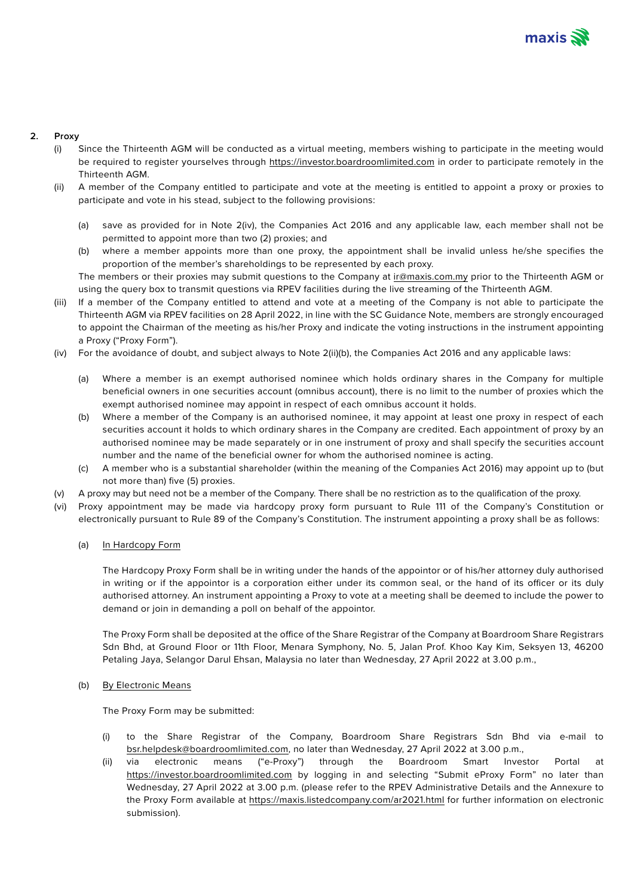**2. Proxy**

(i) Since the Thirteenth AGM will be conducted as a virtual meeting, members wishing to participate in the meeting would be required to register yourselves through https://investor.boardroomlimited.com in order to participate remotely in the Thirteenth AGM.

(ii) A member of the Company entitled to participate and vote at the meeting is entitled to appoint a proxy or proxies to participate and vote in his stead, subject to the following provisions:

(a) save as provided for in Note 2(iv), the Companies Act 2016 and any applicable law, each member shall not be permitted to appoint more than two (2) proxies; and

(b) where a member appoints more than one proxy, the appointment shall be invalid unless he/she specifies the proportion of the member's shareholdings to be represented by each proxy.

The members or their proxies may submit questions to the Company at ir@maxis.com.my prior to the Thirteenth AGM or using the query box to transmit questions via RPEV facilities during the live streaming of the Thirteenth AGM.

(iii) If a member of the Company entitled to attend and vote at a meeting of the Company is not able to participate the Thirteenth AGM via RPEV facilities on 28 April 2022, in line with the SC Guidance Note, members are strongly encouraged to appoint the Chairman of the meeting as his/her Proxy and indicate the voting instructions in the instrument appointing a Proxy ("Proxy Form").

(iv) For the avoidance of doubt, and subject always to Note 2(ii)(b), the Companies Act 2016 and any applicable laws:

(a) Where a member is an exempt authorised nominee which holds ordinary shares in the Company for multiple beneficial owners in one securities account (omnibus account), there is no limit to the number of proxies which the exempt authorised nominee may appoint in respect of each omnibus account it holds.

(b) Where a member of the Company is an authorised nominee, it may appoint at least one proxy in respect of each securities account it holds to which ordinary shares in the Company are credited. Each appointment of proxy by an authorised nominee may be made separately or in one instrument of proxy and shall specify the securities account number and the name of the beneficial owner for whom the authorised nominee is acting.

(c) A member who is a substantial shareholder (within the meaning of the Companies Act 2016) may appoint up to (but not more than) five (5) proxies.

(v) A proxy may but need not be a member of the Company. There shall be no restriction as to the qualification of the proxy.

(vi) Proxy appointment may be made via hardcopy proxy form pursuant to Rule 111 of the Company's Constitution or electronically pursuant to Rule 89 of the Company's Constitution. The instrument appointing a proxy shall be as follows:

(a) In Hardcopy Form

The Hardcopy Proxy Form shall be in writing under the hands of the appointor or of his/her attorney duly authorised in writing or if the appointor is a corporation either under its common seal, or the hand of its officer or its duly authorised attorney. An instrument appointing a Proxy to vote at a meeting shall be deemed to include the power to demand or join in demanding a poll on behalf of the appointor.

The Proxy Form shall be deposited at the office of the Share Registrar of the Company at Boardroom Share Registrars Sdn Bhd, at Ground Floor or 11th Floor, Menara Symphony, No. 5, Jalan Prof. Khoo Kay Kim, Seksyen 13, 46200 Petaling Jaya, Selangor Darul Ehsan, Malaysia no later than Wednesday, 27 April 2022 at 3.00 p.m.,

(b) By Electronic Means

The Proxy Form may be submitted:

(i) to the Share Registrar of the Company, Boardroom Share Registrars Sdn Bhd via e-mail to bsr.helpdesk@boardroomlimited.com, no later than Wednesday, 27 April 2022 at 3.00 p.m.,

(ii) via electronic means ("e-Proxy") through the Boardroom Smart Investor Portal at https://investor.boardroomlimited.com by logging in and selecting "Submit eProxy Form" no later than Wednesday, 27 April 2022 at 3.00 p.m. (please refer to the RPEV Administrative Details and the Annexure to the Proxy Form available at https://maxis.listedcompany.com/ar2021.html for further information on electronic submission).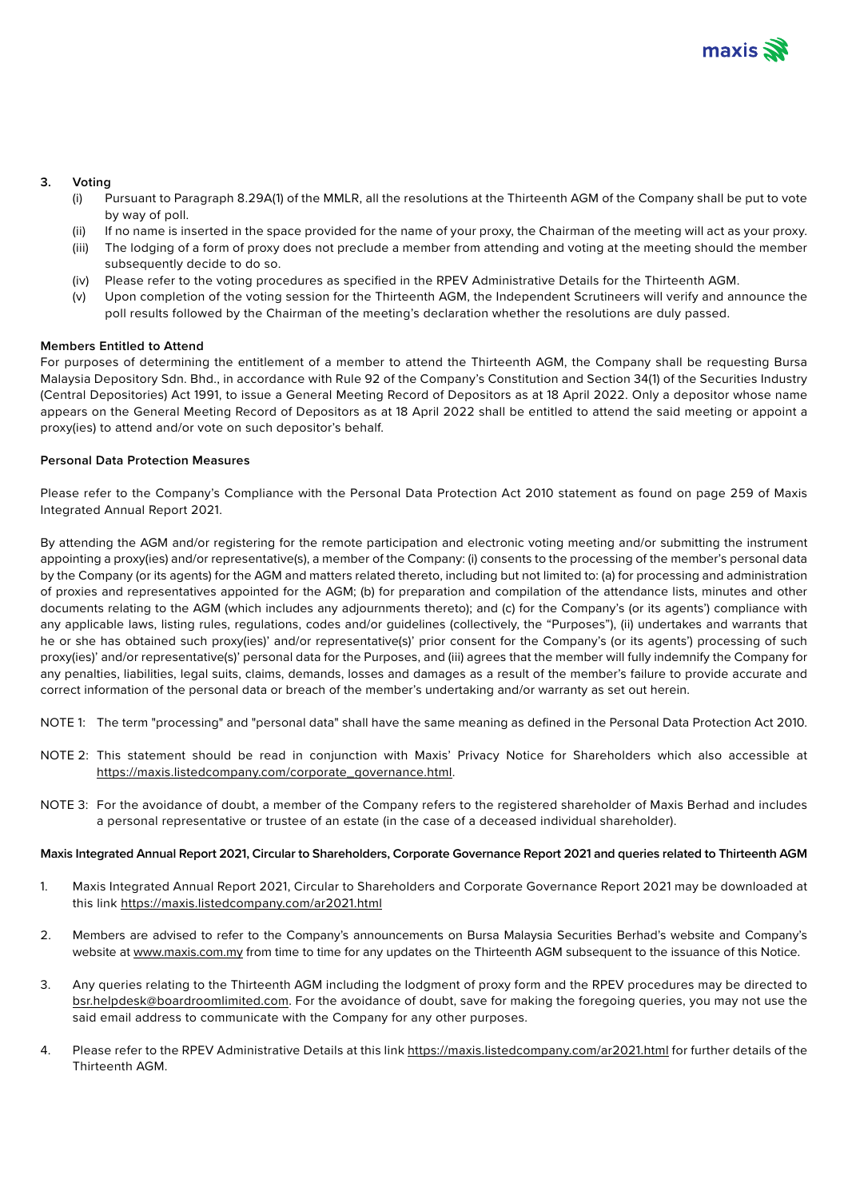3. **Voting**
   - (i) Pursuant to Paragraph 8.29A(1) of the MMLR, all the resolutions at the Thirteenth AGM of the Company shall be put to vote by way of poll.
   - (ii) If no name is inserted in the space provided for the name of your proxy, the Chairman of the meeting will act as your proxy.
   - (iii) The lodging of a form of proxy does not preclude a member from attending and voting at the meeting should the member subsequently decide to do so.
   - (iv) Please refer to the voting procedures as specified in the RPEV Administrative Details for the Thirteenth AGM.
   - (v) Upon completion of the voting session for the Thirteenth AGM, the Independent Scrutineers will verify and announce the poll results followed by the Chairman of the meeting's declaration whether the resolutions are duly passed.

**Members Entitled to Attend**

For purposes of determining the entitlement of a member to attend the Thirteenth AGM, the Company shall be requesting Bursa Malaysia Depository Sdn. Bhd., in accordance with Rule 92 of the Company's Constitution and Section 34(1) of the Securities Industry (Central Depositories) Act 1991, to issue a General Meeting Record of Depositors as at 18 April 2022. Only a depositor whose name appears on the General Meeting Record of Depositors as at 18 April 2022 shall be entitled to attend the said meeting or appoint a proxy(ies) to attend and/or vote on such depositor's behalf.

**Personal Data Protection Measures**

Please refer to the Company's Compliance with the Personal Data Protection Act 2010 statement as found on page 259 of Maxis Integrated Annual Report 2021.

By attending the AGM and/or registering for the remote participation and electronic voting meeting and/or submitting the instrument appointing a proxy(ies) and/or representative(s), a member of the Company: (i) consents to the processing of the member's personal data by the Company (or its agents) for the AGM and matters related thereto, including but not limited to: (a) for processing and administration of proxies and representatives appointed for the AGM; (b) for preparation and compilation of the attendance lists, minutes and other documents relating to the AGM (which includes any adjournments thereto); and (c) for the Company's (or its agents') compliance with any applicable laws, listing rules, regulations, codes and/or guidelines (collectively, the "Purposes"), (ii) undertakes and warrants that he or she has obtained such proxy(ies)' and/or representative(s)' prior consent for the Company's (or its agents') processing of such proxy(ies)' and/or representative(s)' personal data for the Purposes, and (iii) agrees that the member will fully indemnify the Company for any penalties, liabilities, legal suits, claims, demands, losses and damages as a result of the member's failure to provide accurate and correct information of the personal data or breach of the member's undertaking and/or warranty as set out herein.

NOTE 1: The term "processing" and "personal data" shall have the same meaning as defined in the Personal Data Protection Act 2010.

NOTE 2: This statement should be read in conjunction with Maxis' Privacy Notice for Shareholders which also accessible at https://maxis.listedcompany.com/corporate_governance.html.

NOTE 3: For the avoidance of doubt, a member of the Company refers to the registered shareholder of Maxis Berhad and includes a personal representative or trustee of an estate (in the case of a deceased individual shareholder).

**Maxis Integrated Annual Report 2021, Circular to Shareholders, Corporate Governance Report 2021 and queries related to Thirteenth AGM**

1. Maxis Integrated Annual Report 2021, Circular to Shareholders and Corporate Governance Report 2021 may be downloaded at this link https://maxis.listedcompany.com/ar2021.html

2. Members are advised to refer to the Company's announcements on Bursa Malaysia Securities Berhad's website and Company's website at www.maxis.com.my from time to time for any updates on the Thirteenth AGM subsequent to the issuance of this Notice.

3. Any queries relating to the Thirteenth AGM including the lodgment of proxy form and the RPEV procedures may be directed to bsr.helpdesk@boardroomlimited.com. For the avoidance of doubt, save for making the foregoing queries, you may not use the said email address to communicate with the Company for any other purposes.

4. Please refer to the RPEV Administrative Details at this link https://maxis.listedcompany.com/ar2021.html for further details of the Thirteenth AGM.